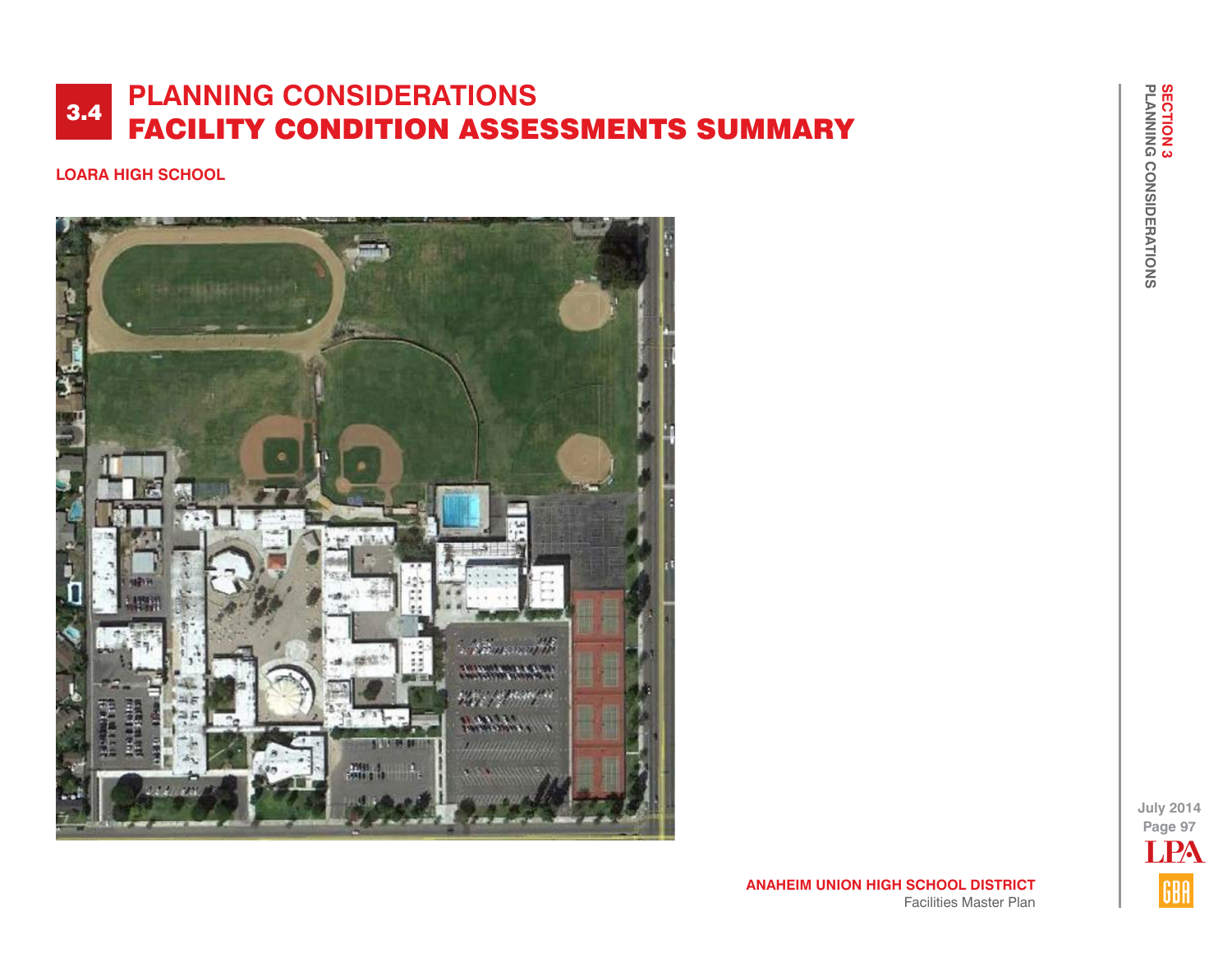# 3.4 PLANNING CONSIDERATIONS
# FACILITY CONDITION ASSESSMENTS SUMMARY

**LOARA HIGH SCHOOL**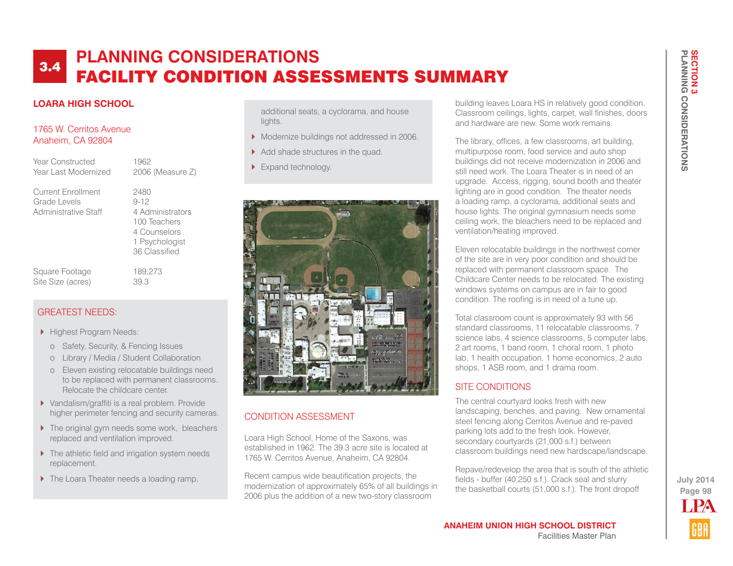# 3.4 PLANNING CONSIDERATIONS
# FACILITY CONDITION ASSESSMENTS SUMMARY

## LOARA HIGH SCHOOL

1765 W. Cerritos Avenue
Anaheim, CA 92804

| | |
|---|---|
| Year Constructed | 1962 |
| Year Last Modernized | 2006 (Measure Z) |
| Current Enrollment | 2480 |
| Grade Levels | 9-12 |
| Administrative Staff | 4 Administrators<br>100 Teachers<br>4 Counselors<br>1 Psychologist<br>36 Classified |
| Square Footage | 189,273 |
| Site Size (acres) | 39.3 |

### GREATEST NEEDS:

- Highest Program Needs:
  - Safety, Security, & Fencing Issues
  - Library / Media / Student Collaboration
  - Eleven existing relocatable buildings need to be replaced with permanent classrooms. Relocate the childcare center.
- Vandalism/graffiti is a real problem. Provide higher perimeter fencing and security cameras.
- The original gym needs some work, bleachers replaced and ventilation improved.
- The athletic field and irrigation system needs replacement.
- The Loara Theater needs a loading ramp, additional seats, a cyclorama, and house lights.
- Modernize buildings not addressed in 2006.
- Add shade structures in the quad.
- Expand technology.

### CONDITION ASSESSMENT

Loara High School, Home of the Saxons, was established in 1962. The 39.3 acre site is located at 1765 W. Cerritos Avenue, Anaheim, CA 92804.

Recent campus wide beautification projects, the modernization of approximately 65% of all buildings in 2006 plus the addition of a new two-story classroom building leaves Loara HS in relatively good condition. Classroom ceilings, lights, carpet, wall finishes, doors and hardware are new. Some work remains.

The library, offices, a few classrooms, art building, multipurpose room, food service and auto shop buildings did not receive modernization in 2006 and still need work. The Loara Theater is in need of an upgrade. Access, rigging, sound booth and theater lighting are in good condition. The theater needs a loading ramp, a cyclorama, additional seats and house lights. The original gymnasium needs some ceiling work, the bleachers need to be replaced and ventilation/heating improved.

Eleven relocatable buildings in the northwest corner of the site are in very poor condition and should be replaced with permanent classroom space. The Childcare Center needs to be relocated. The existing windows systems on campus are in fair to good condition. The roofing is in need of a tune up.

Total classroom count is approximately 93 with 56 standard classrooms, 11 relocatable classrooms, 7 science labs, 4 science classrooms, 5 computer labs, 2 art rooms, 1 band room, 1 choral room, 1 photo lab, 1 health occupation, 1 home economics, 2 auto shops, 1 ASB room, and 1 drama room.

### SITE CONDITIONS

The central courtyard looks fresh with new landscaping, benches, and paving. New ornamental steel fencing along Cerritos Avenue and re-paved parking lots add to the fresh look. However, secondary courtyards (21,000 s.f.) between classroom buildings need new hardscape/landscape.

Repave/redevelop the area that is south of the athletic fields - buffer (40,250 s.f.). Crack seal and slurry the basketball courts (51,000 s.f.). The front dropoff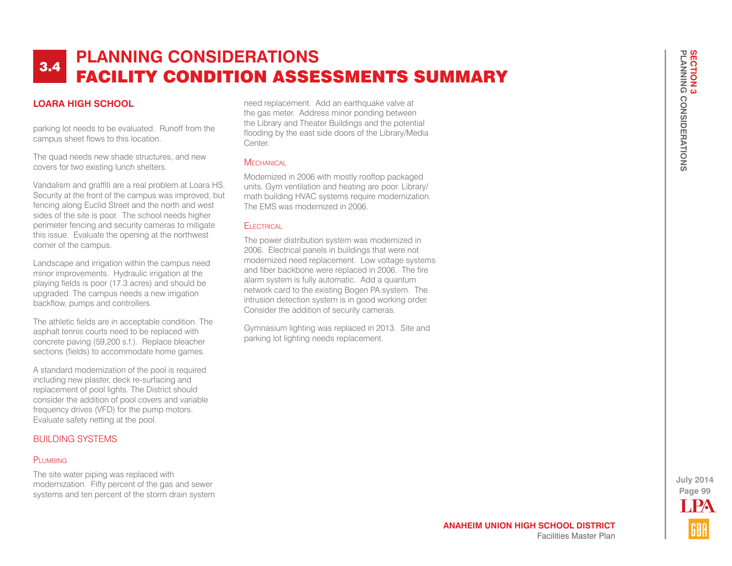# 3.4 PLANNING CONSIDERATIONS
# FACILITY CONDITION ASSESSMENTS SUMMARY

## LOARA HIGH SCHOOL

parking lot needs to be evaluated. Runoff from the campus sheet flows to this location.

The quad needs new shade structures, and new covers for two existing lunch shelters.

Vandalism and graffiti are a real problem at Loara HS. Security at the front of the campus was improved, but fencing along Euclid Street and the north and west sides of the site is poor. The school needs higher perimeter fencing and security cameras to mitigate this issue. Evaluate the opening at the northwest corner of the campus.

Landscape and irrigation within the campus need minor improvements. Hydraulic irrigation at the playing fields is poor (17.3 acres) and should be upgraded. The campus needs a new irrigation backflow, pumps and controllers.

The athletic fields are in acceptable condition. The asphalt tennis courts need to be replaced with concrete paving (59,200 s.f.). Replace bleacher sections (fields) to accommodate home games.

A standard modernization of the pool is required including new plaster, deck re-surfacing and replacement of pool lights. The District should consider the addition of pool covers and variable frequency drives (VFD) for the pump motors. Evaluate safety netting at the pool.

### BUILDING SYSTEMS

#### Plumbing

The site water piping was replaced with modernization. Fifty percent of the gas and sewer systems and ten percent of the storm drain system need replacement. Add an earthquake valve at the gas meter. Address minor ponding between the Library and Theater Buildings and the potential flooding by the east side doors of the Library/Media Center.

#### Mechanical

Modernized in 2006 with mostly rooftop packaged units. Gym ventilation and heating are poor. Library/math building HVAC systems require modernization. The EMS was modernized in 2006.

#### Electrical

The power distribution system was modernized in 2006. Electrical panels in buildings that were not modernized need replacement. Low voltage systems and fiber backbone were replaced in 2006. The fire alarm system is fully automatic. Add a quantum network card to the existing Bogen PA system. The intrusion detection system is in good working order. Consider the addition of security cameras.

Gymnasium lighting was replaced in 2013. Site and parking lot lighting needs replacement.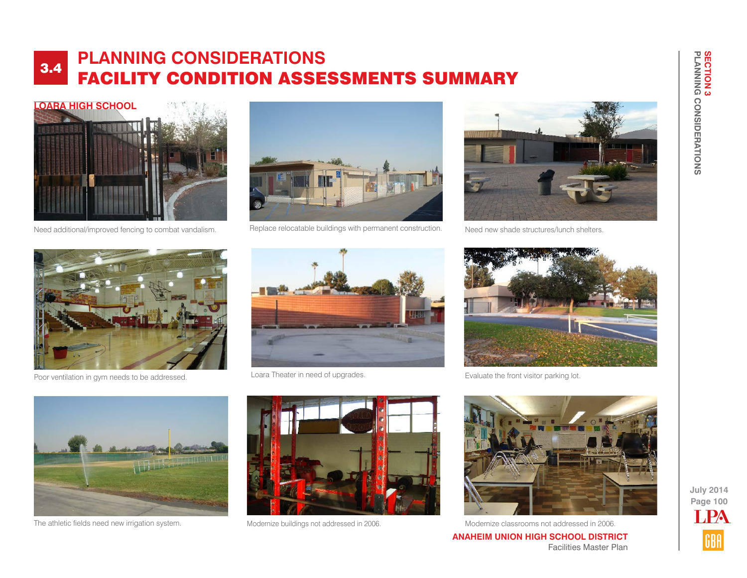# 3.4 PLANNING CONSIDERATIONS
# FACILITY CONDITION ASSESSMENTS SUMMARY

## LOARA HIGH SCHOOL

Need additional/improved fencing to combat vandalism.

Replace relocatable buildings with permanent construction.

Need new shade structures/lunch shelters.

Poor ventilation in gym needs to be addressed.

Loara Theater in need of upgrades.

Evaluate the front visitor parking lot.

The athletic fields need new irrigation system.

Modernize buildings not addressed in 2006.

Modernize classrooms not addressed in 2006.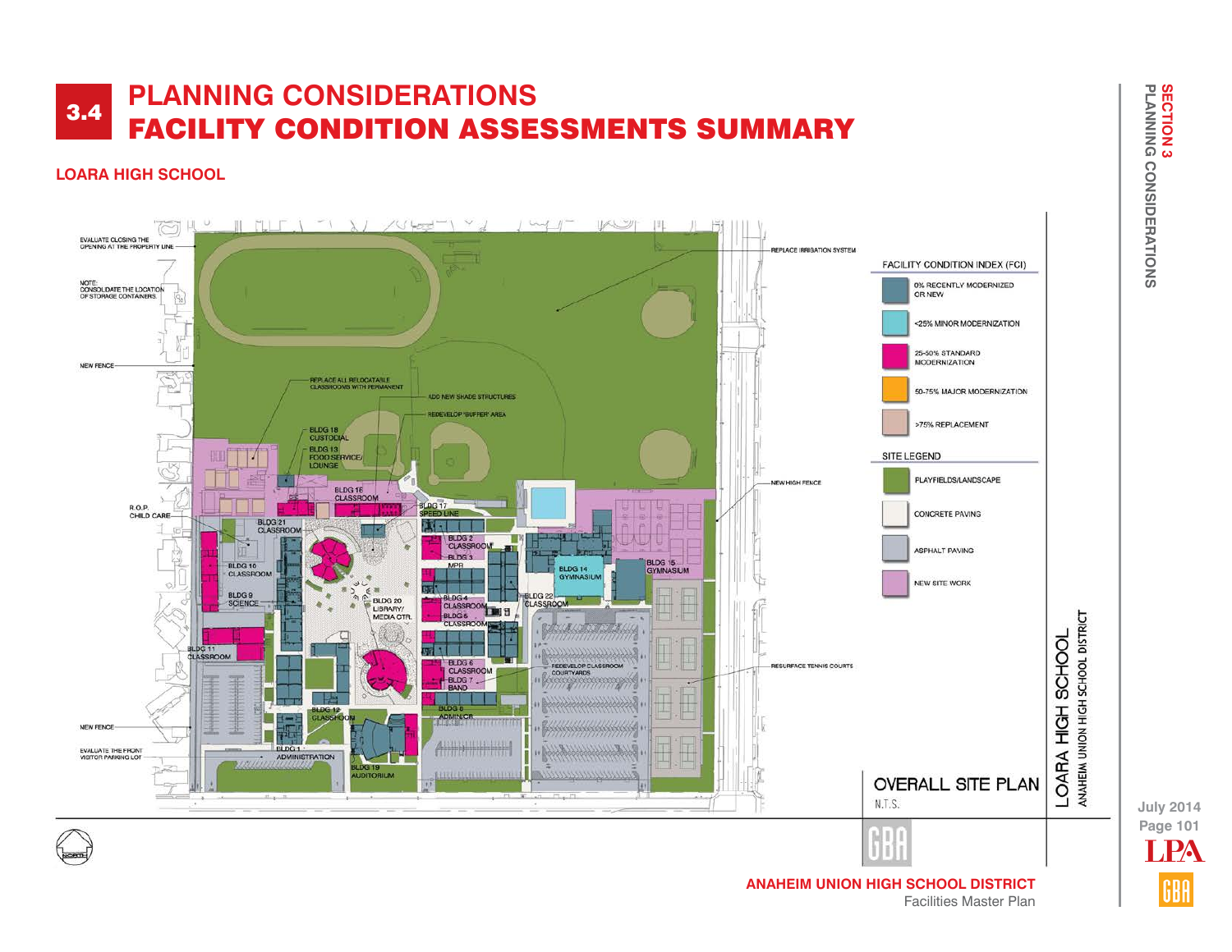# 3.4 PLANNING CONSIDERATIONS
# FACILITY CONDITION ASSESSMENTS SUMMARY

## LOARA HIGH SCHOOL

EVALUATE CLOSING THE OPENING AT THE PROPERTY LINE

NOTE: CONSOLIDATE THE LOCATION OF STORAGE CONTAINERS

NEW FENCE

REPLACE ALL RELOCATABLE CLASSROOMS WITH PERMANENT

ADD NEW SHADE STRUCTURES

REDEVELOP 'BUFFER' AREA

REPLACE IRRIGATION SYSTEM

NEW HIGH FENCE

R.O.P. CHILD CARE

BLDG 18 CUSTODIAL

BLDG 13 FOOD SERVICE/ LOUNGE

BLDG 16 CLASSROOM

BLDG 17 SPEED LINE

BLDG 21 CLASSROOM

BLDG 2 CLASSROOM

BLDG 3 MPR

BLDG 14 GYMNASIUM

BLDG 15 GYMNASIUM

BLDG 10 CLASSROOM

BLDG 9 SCIENCE

BLDG 20 LIBRARY/ MEDIA CTR.

BLDG 4 CLASSROOM

BLDG 5 CLASSROOM

BLDG 22 CLASSROOM

BLDG 11 CLASSROOM

BLDG 6 CLASSROOM

BLDG 7 BAND

REDEVELOP CLASSROOM COURTYARDS

RESURFACE TENNIS COURTS

BLDG 12 CLASSROOM

BLDG 8 ADMIN/CR

NEW FENCE

EVALUATE THE FRONT VISITOR PARKING LOT

BLDG 1 ADMINISTRATION

BLDG 19 AUDITORIUM

**FACILITY CONDITION INDEX (FCI)**

- 0% RECENTLY MODERNIZED OR NEW
- <25% MINOR MODERNIZATION
- 25-50% STANDARD MODERNIZATION
- 50-75% MAJOR MODERNIZATION
- >75% REPLACEMENT

**SITE LEGEND**

- PLAYFIELDS/LANDSCAPE
- CONCRETE PAVING
- ASPHALT PAVING
- NEW SITE WORK

OVERALL SITE PLAN

N.T.S.

LOARA HIGH SCHOOL

ANAHEIM UNION HIGH SCHOOL DISTRICT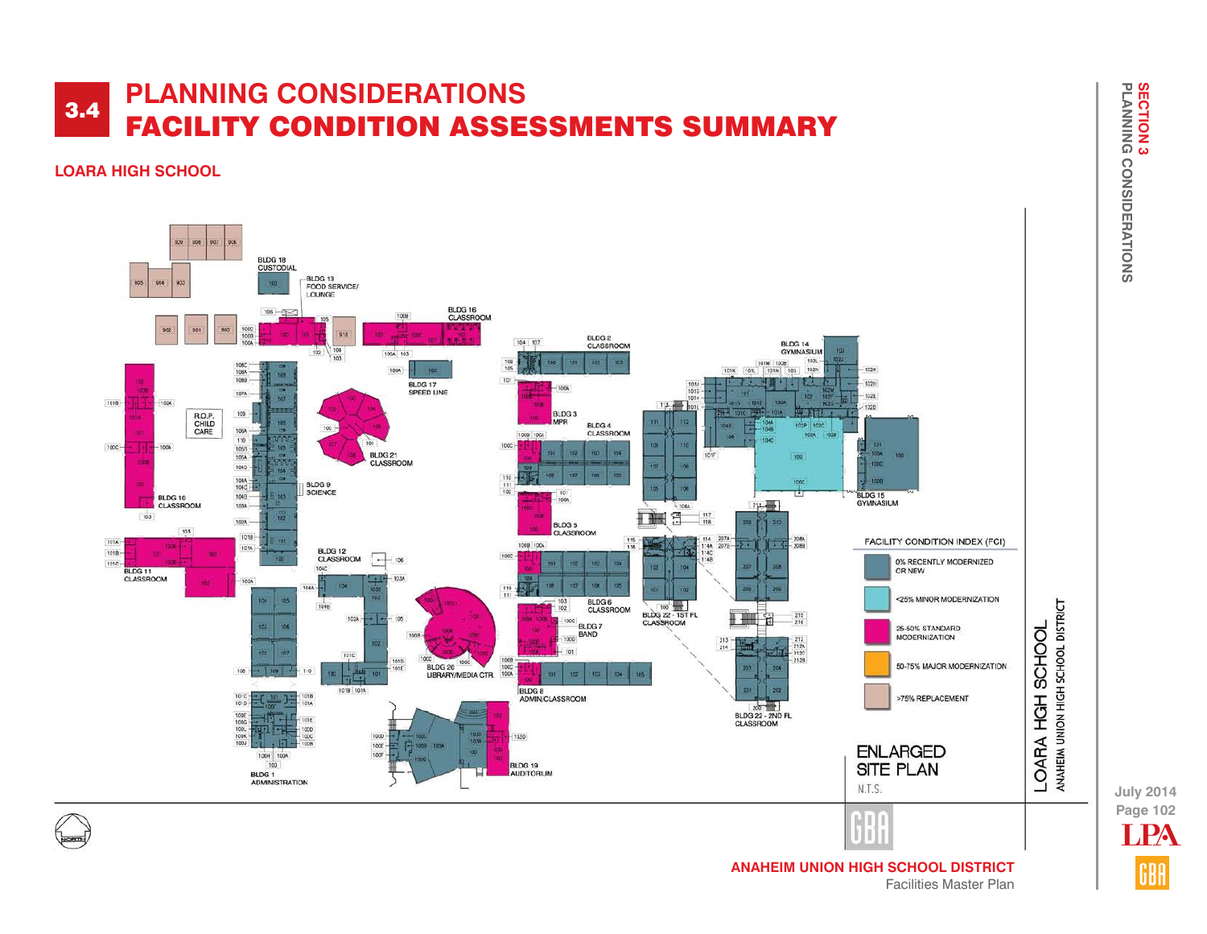# 3.4 PLANNING CONSIDERATIONS
# FACILITY CONDITION ASSESSMENTS SUMMARY

## LOARA HIGH SCHOOL

BLDG 18 CUSTODIAL

BLDG 13 FOOD SERVICE/ LOUNGE

BLDG 16 CLASSROOM

BLDG 17 SPEED LINE

BLDG 2 CLASSROOM

BLDG 14 GYMNASIUM

R.O.P. CHILD CARE

BLDG 3 MPR

BLDG 4 CLASSROOM

BLDG 21 CLASSROOM

BLDG 9 SCIENCE

BLDG 10 CLASSROOM

BLDG 15 GYMNASIUM

BLDG 5 CLASSROOM

BLDG 11 CLASSROOM

BLDG 12 CLASSROOM

BLDG 6 CLASSROOM

BLDG 22 - 1ST FL CLASSROOM

BLDG 7 BAND

BLDG 20 LIBRARY/MEDIA CTR.

BLDG 8 ADMIN/CLASSROOM

BLDG 22 - 2ND FL CLASSROOM

BLDG 1 ADMINISTRATION

BLDG 19 AUDITORIUM

FACILITY CONDITION INDEX (FCI)

- 0% RECENTLY MODERNIZED OR NEW
- <25% MINOR MODERNIZATION
- 25-50% STANDARD MODERNIZATION
- 50-75% MAJOR MODERNIZATION
- >75% REPLACEMENT

ENLARGED SITE PLAN

N.T.S.

LOARA HIGH SCHOOL

ANAHEIM UNION HIGH SCHOOL DISTRICT

ANAHEIM UNION HIGH SCHOOL DISTRICT

Facilities Master Plan